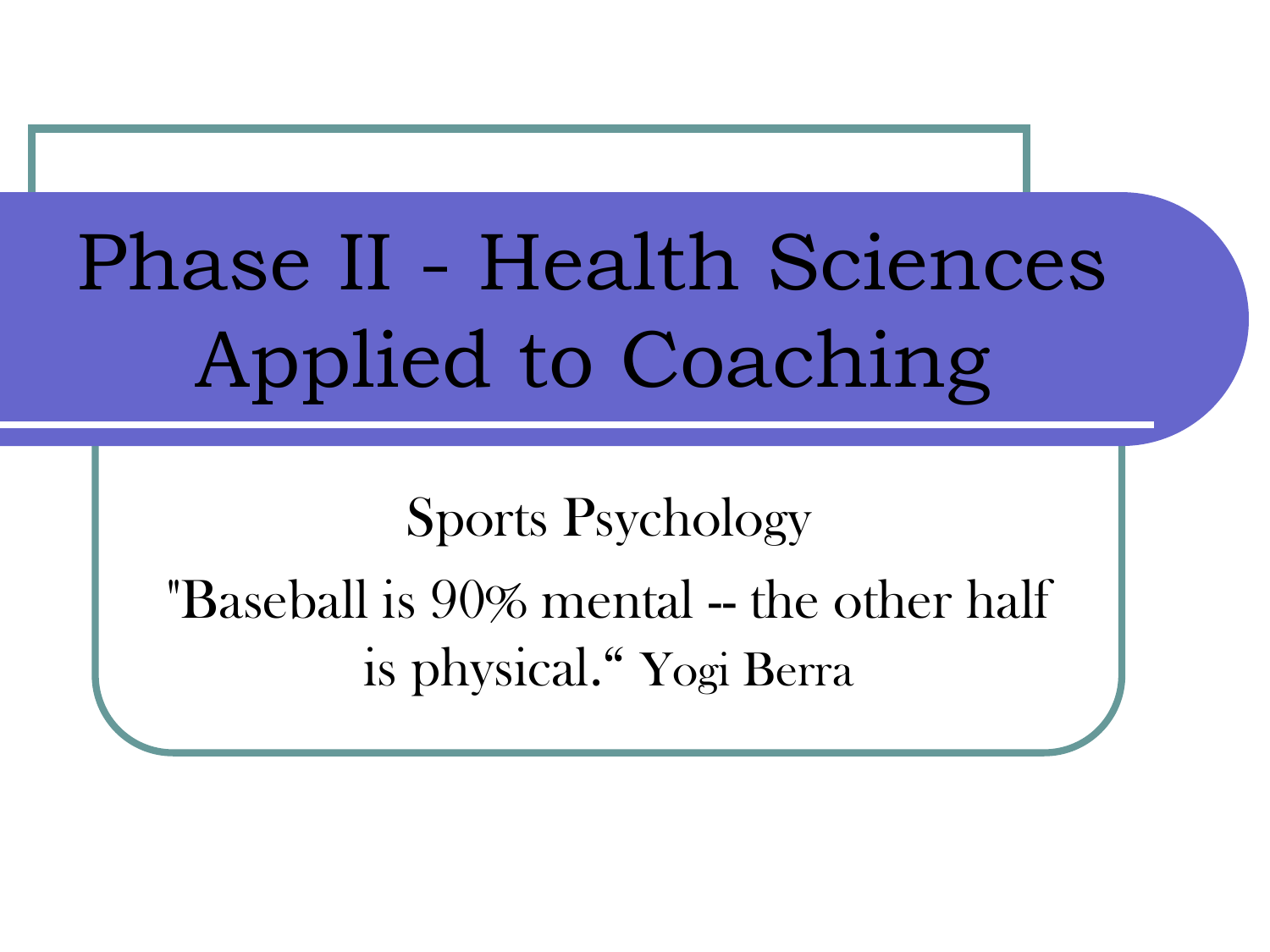# Phase II - Health Sciences Applied to Coaching

Sports Psychology

"Baseball is 90% mental -- the other half is physical.“ Yogi Berra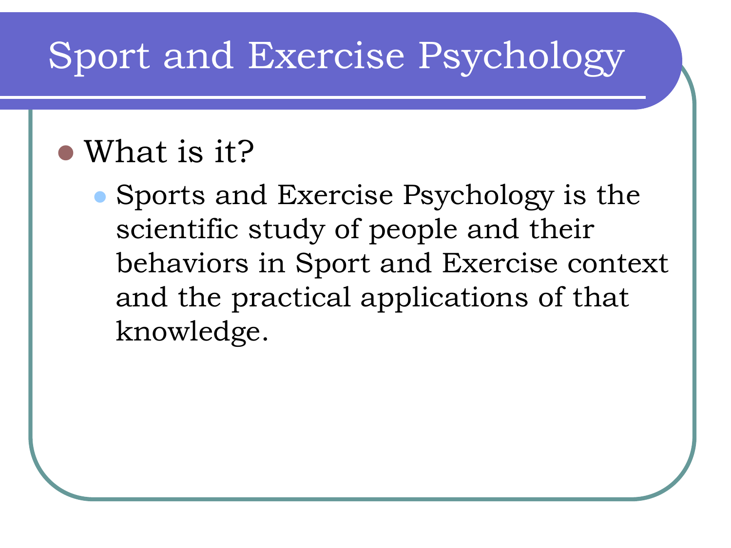# Sport and Exercise Psychology

- What is it?
  - Sports and Exercise Psychology is the scientific study of people and their behaviors in Sport and Exercise context and the practical applications of that knowledge.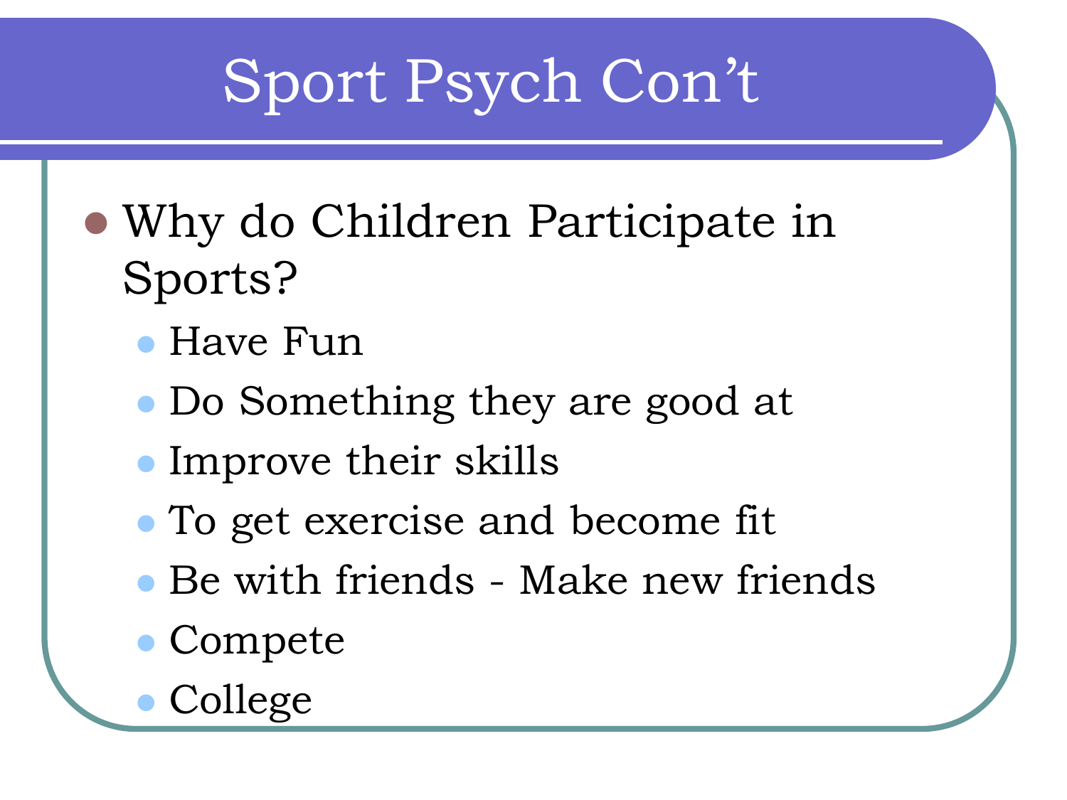# Sport Psych Con't

- Why do Children Participate in Sports?
  - Have Fun
  - Do Something they are good at
  - Improve their skills
  - To get exercise and become fit
  - Be with friends - Make new friends
  - Compete
  - College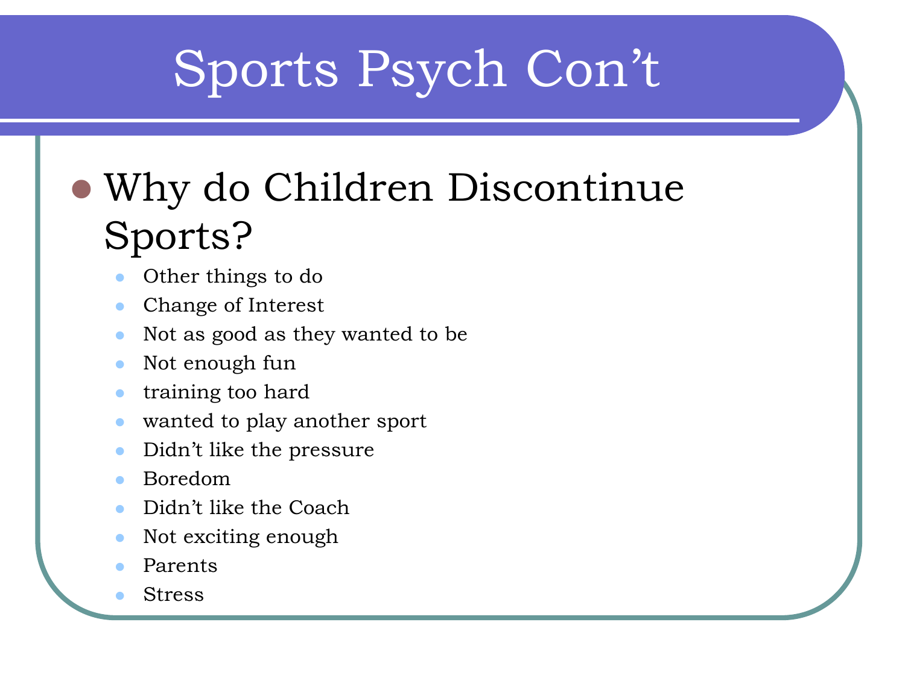# Sports Psych Con't

- Why do Children Discontinue Sports?
  - Other things to do
  - Change of Interest
  - Not as good as they wanted to be
  - Not enough fun
  - training too hard
  - wanted to play another sport
  - Didn't like the pressure
  - Boredom
  - Didn't like the Coach
  - Not exciting enough
  - Parents
  - Stress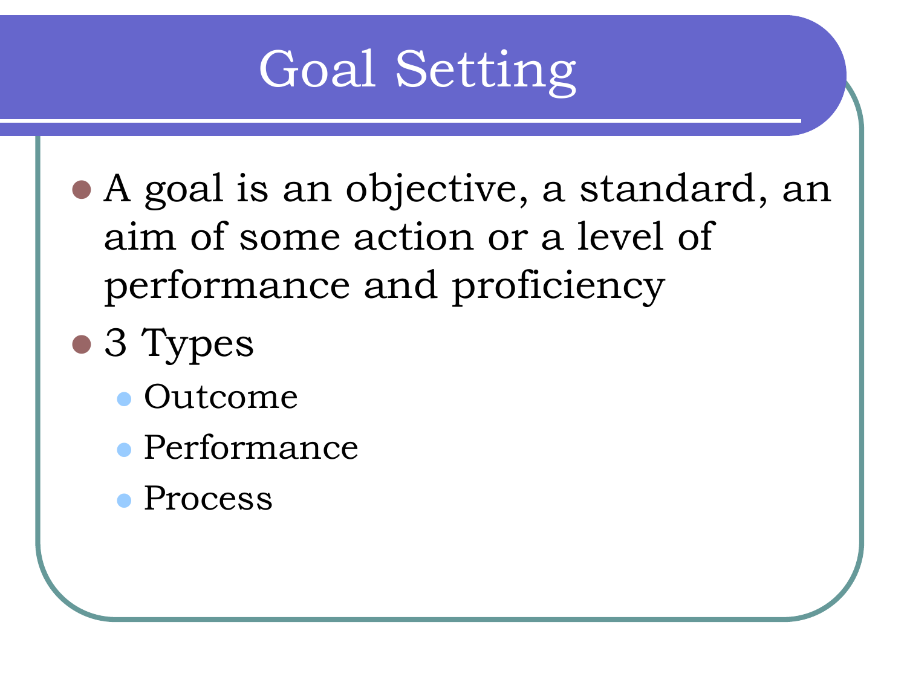# Goal Setting

- A goal is an objective, a standard, an aim of some action or a level of performance and proficiency
- 3 Types
  - Outcome
  - Performance
  - Process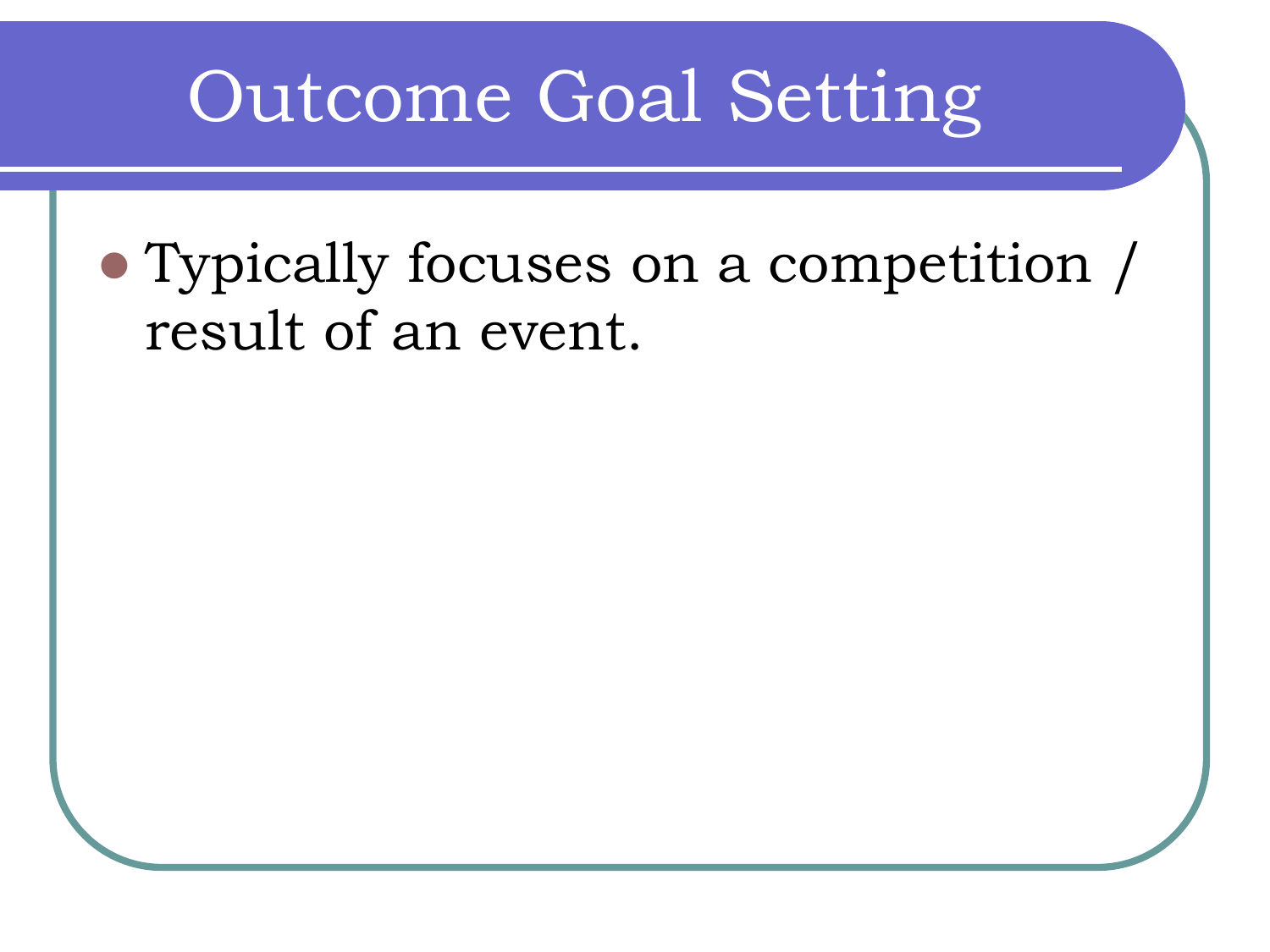# Outcome Goal Setting

- Typically focuses on a competition / result of an event.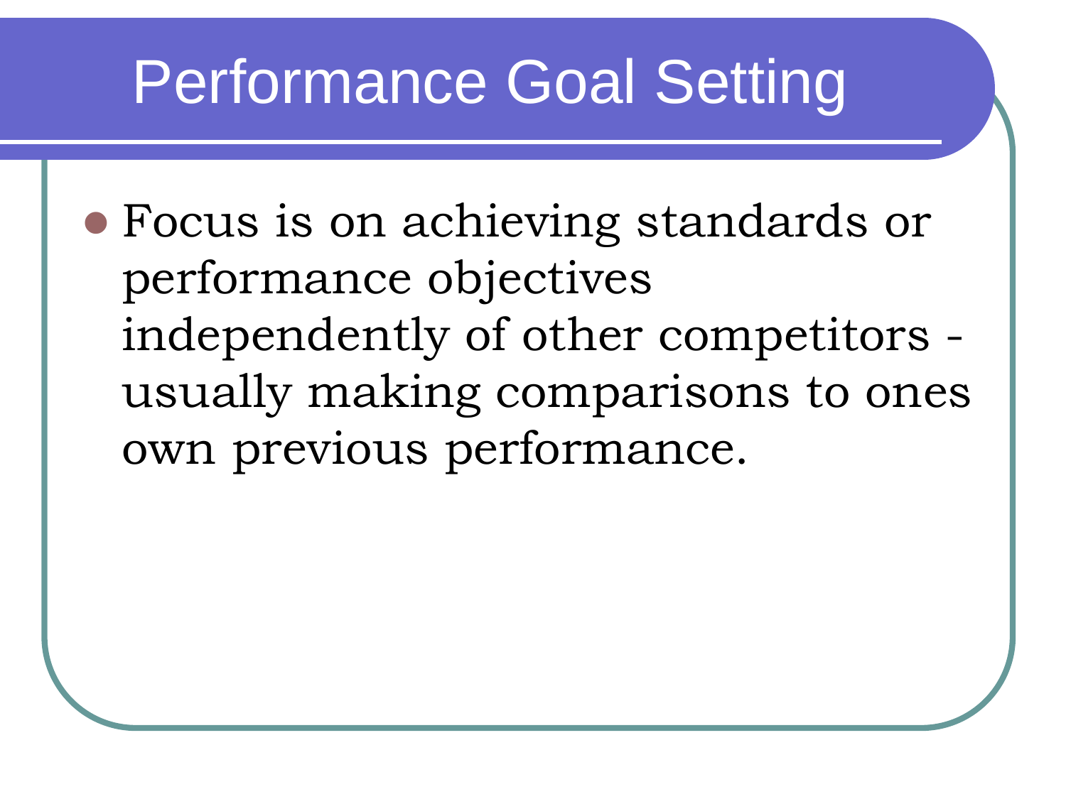# Performance Goal Setting

- Focus is on achieving standards or performance objectives independently of other competitors - usually making comparisons to ones own previous performance.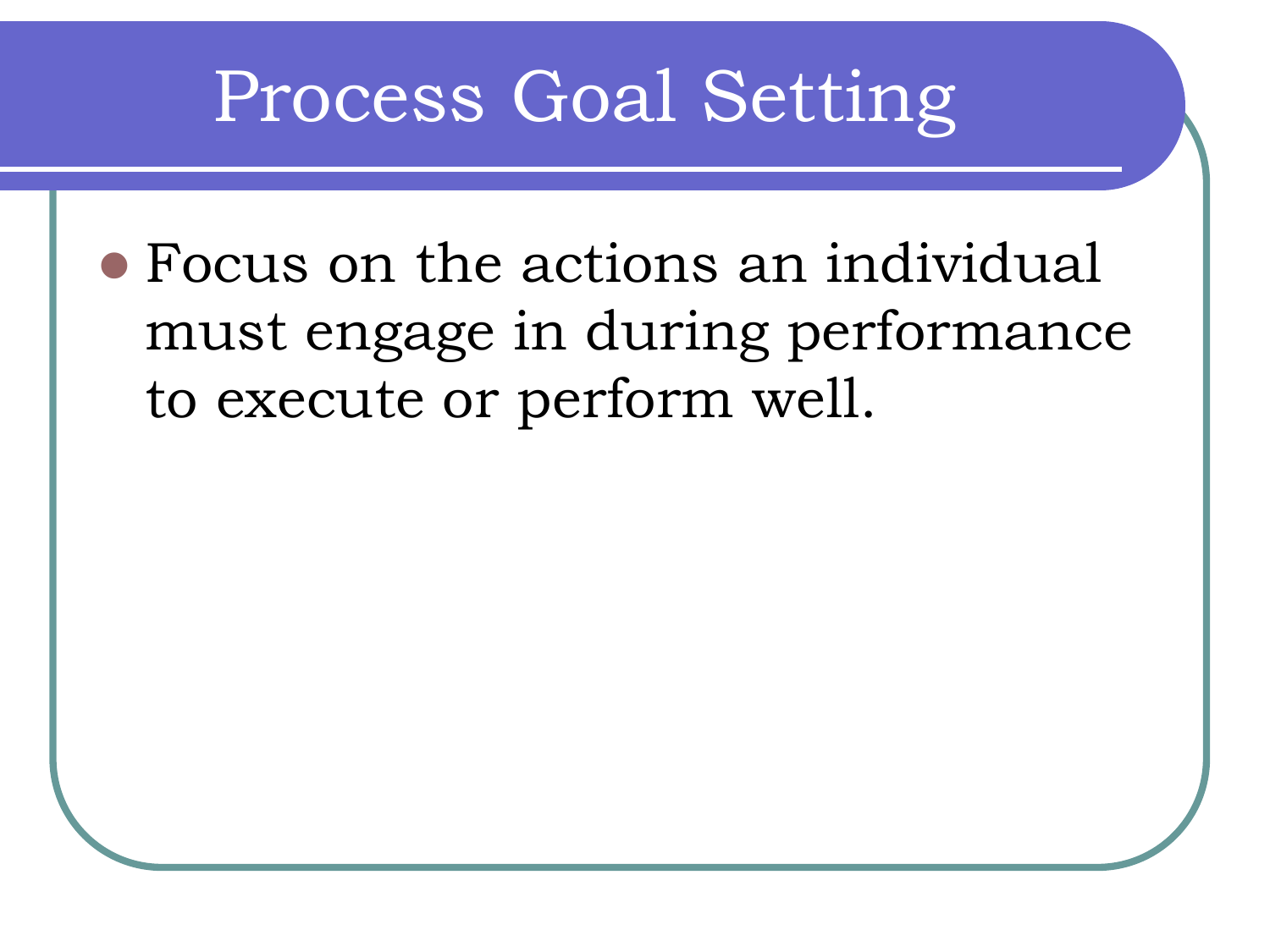# Process Goal Setting

- Focus on the actions an individual must engage in during performance to execute or perform well.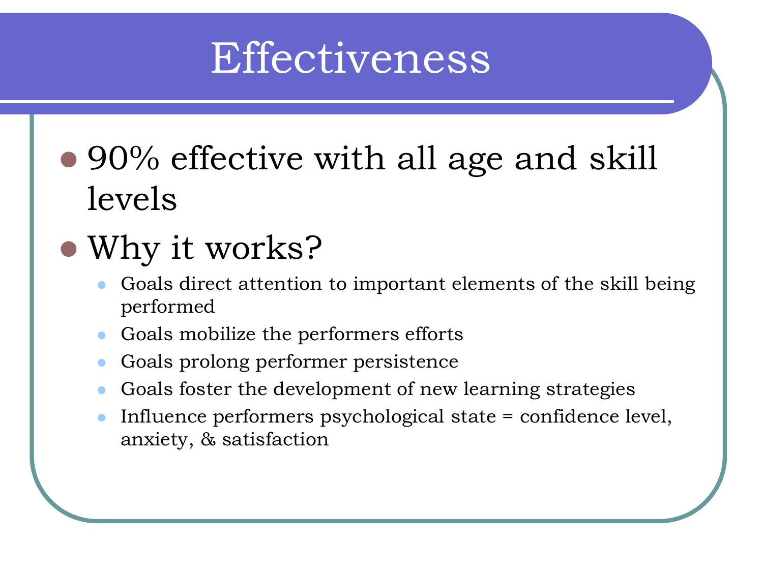# Effectiveness

- 90% effective with all age and skill levels
- Why it works?
  - Goals direct attention to important elements of the skill being performed
  - Goals mobilize the performers efforts
  - Goals prolong performer persistence
  - Goals foster the development of new learning strategies
  - Influence performers psychological state = confidence level, anxiety, & satisfaction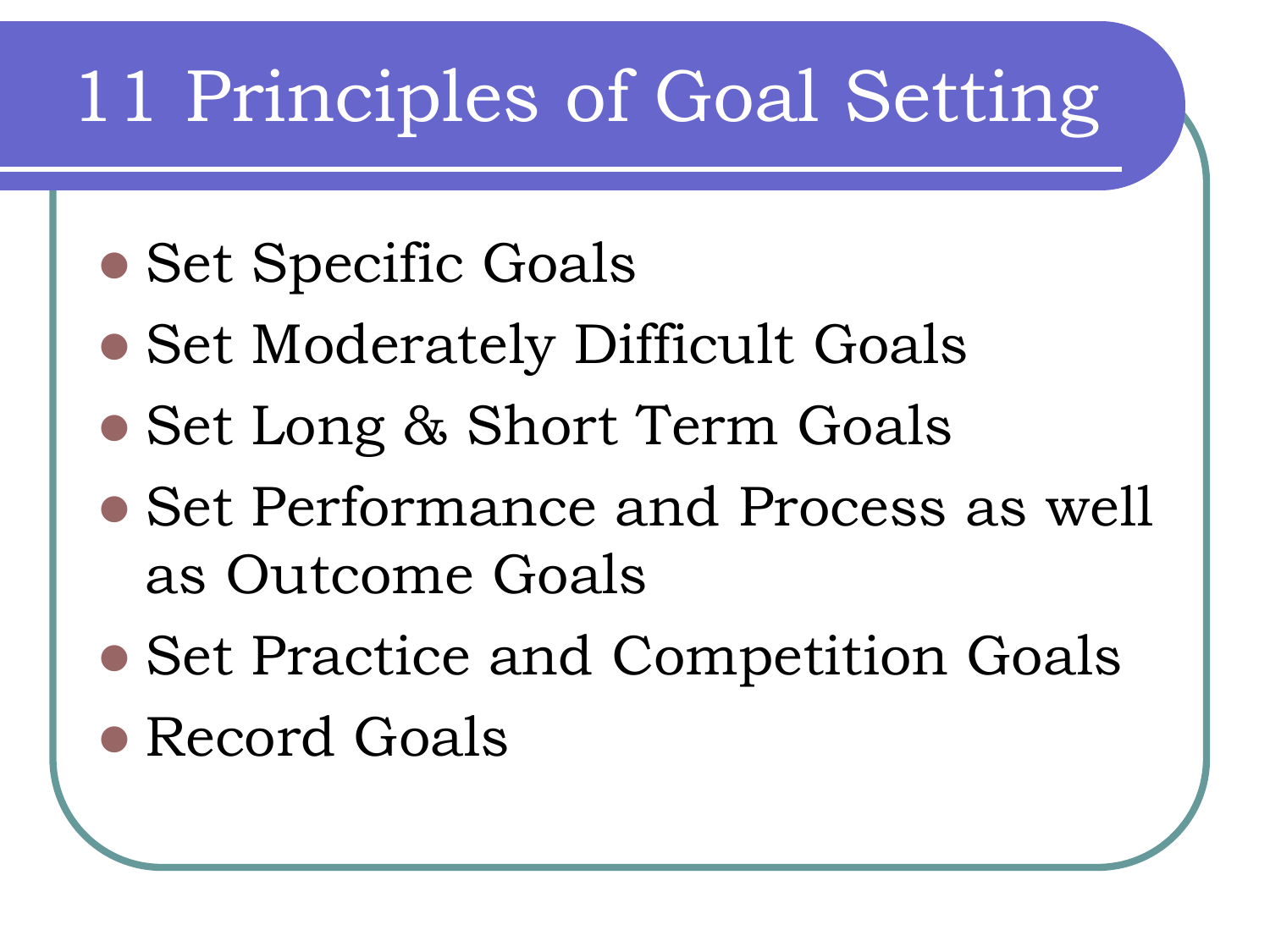# 11 Principles of Goal Setting

- Set Specific Goals
- Set Moderately Difficult Goals
- Set Long & Short Term Goals
- Set Performance and Process as well as Outcome Goals
- Set Practice and Competition Goals
- Record Goals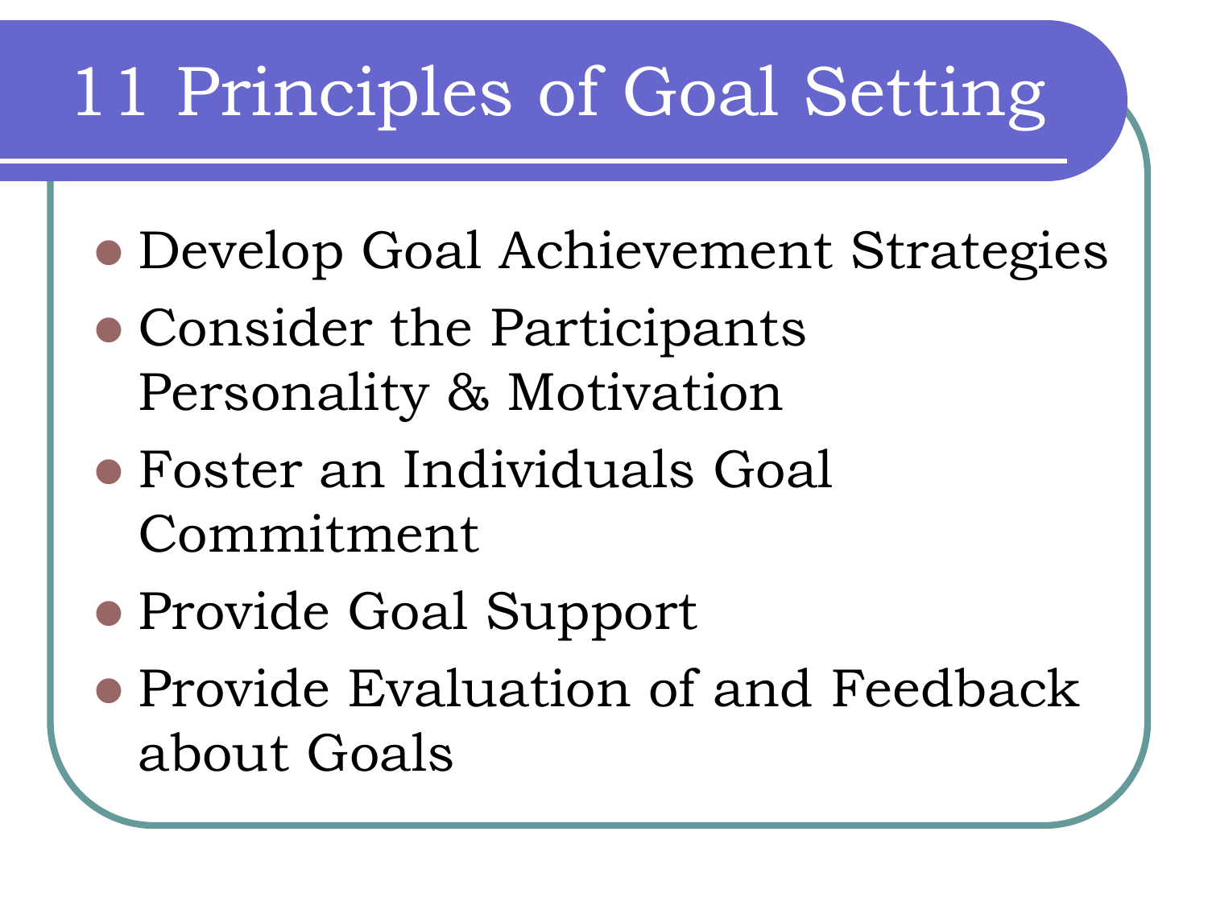# 11 Principles of Goal Setting

- Develop Goal Achievement Strategies
- Consider the Participants Personality & Motivation
- Foster an Individuals Goal Commitment
- Provide Goal Support
- Provide Evaluation of and Feedback about Goals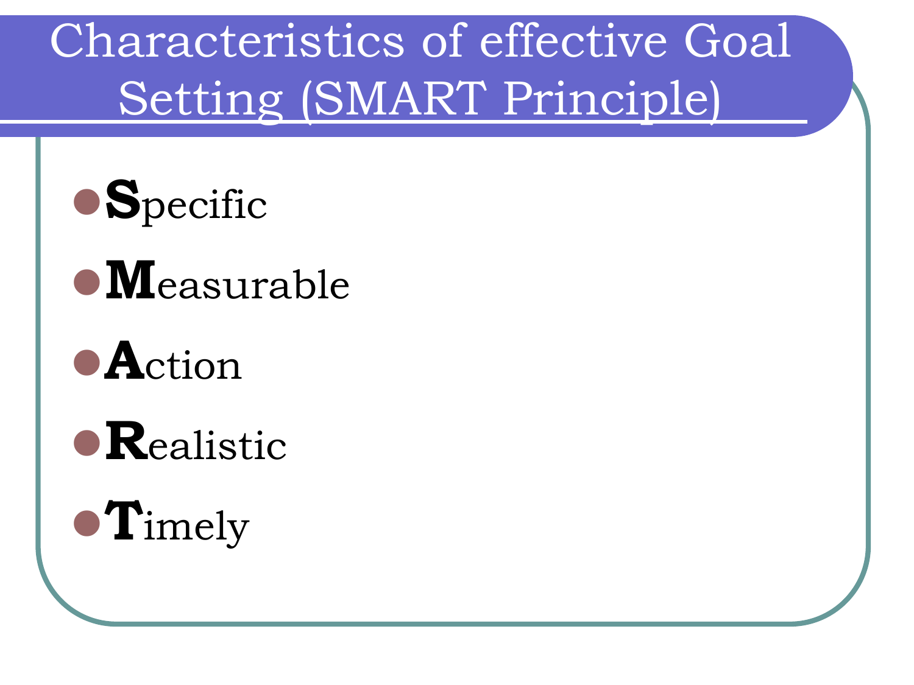# Characteristics of effective Goal Setting (SMART Principle)

- **S**pecific
- **M**easurable
- **A**ction
- **R**ealistic
- **T**imely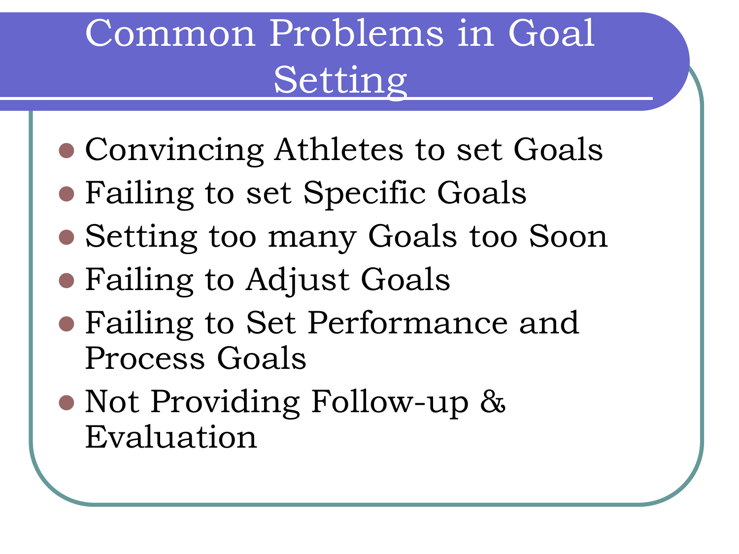# Common Problems in Goal Setting

- Convincing Athletes to set Goals
- Failing to set Specific Goals
- Setting too many Goals too Soon
- Failing to Adjust Goals
- Failing to Set Performance and Process Goals
- Not Providing Follow-up & Evaluation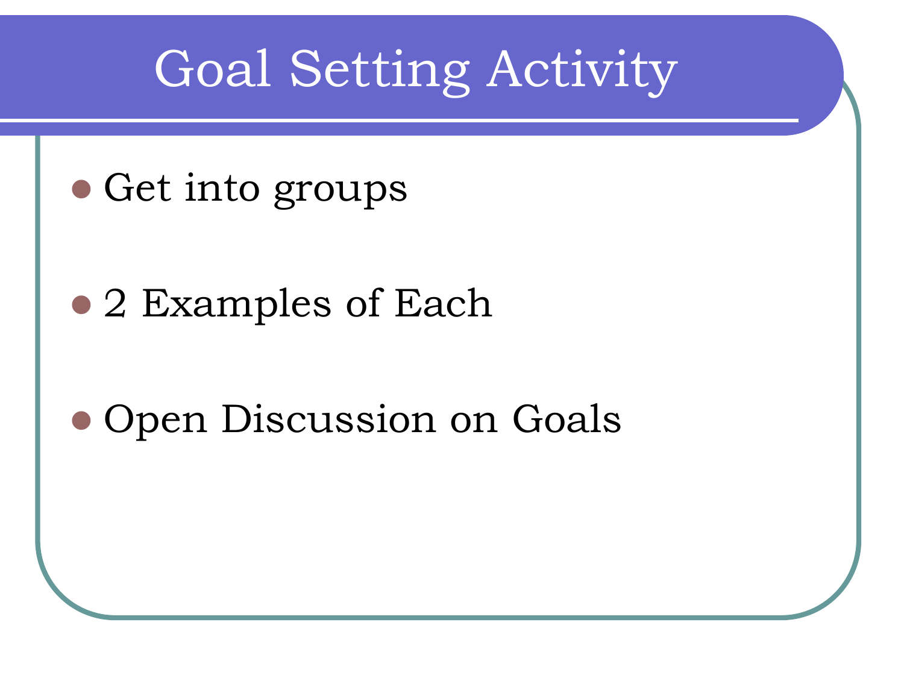# Goal Setting Activity

- Get into groups
- 2 Examples of Each
- Open Discussion on Goals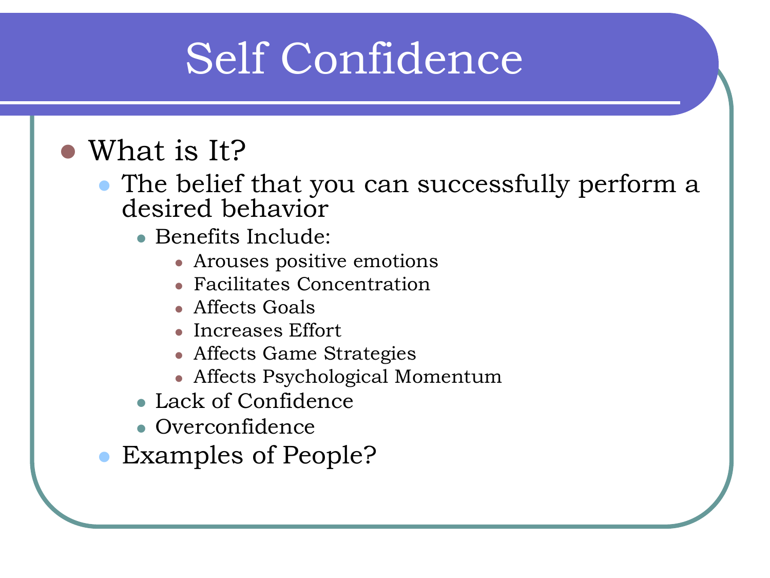# Self Confidence

- What is It?
  - The belief that you can successfully perform a desired behavior
    - Benefits Include:
      - Arouses positive emotions
      - Facilitates Concentration
      - Affects Goals
      - Increases Effort
      - Affects Game Strategies
      - Affects Psychological Momentum
    - Lack of Confidence
    - Overconfidence
  - Examples of People?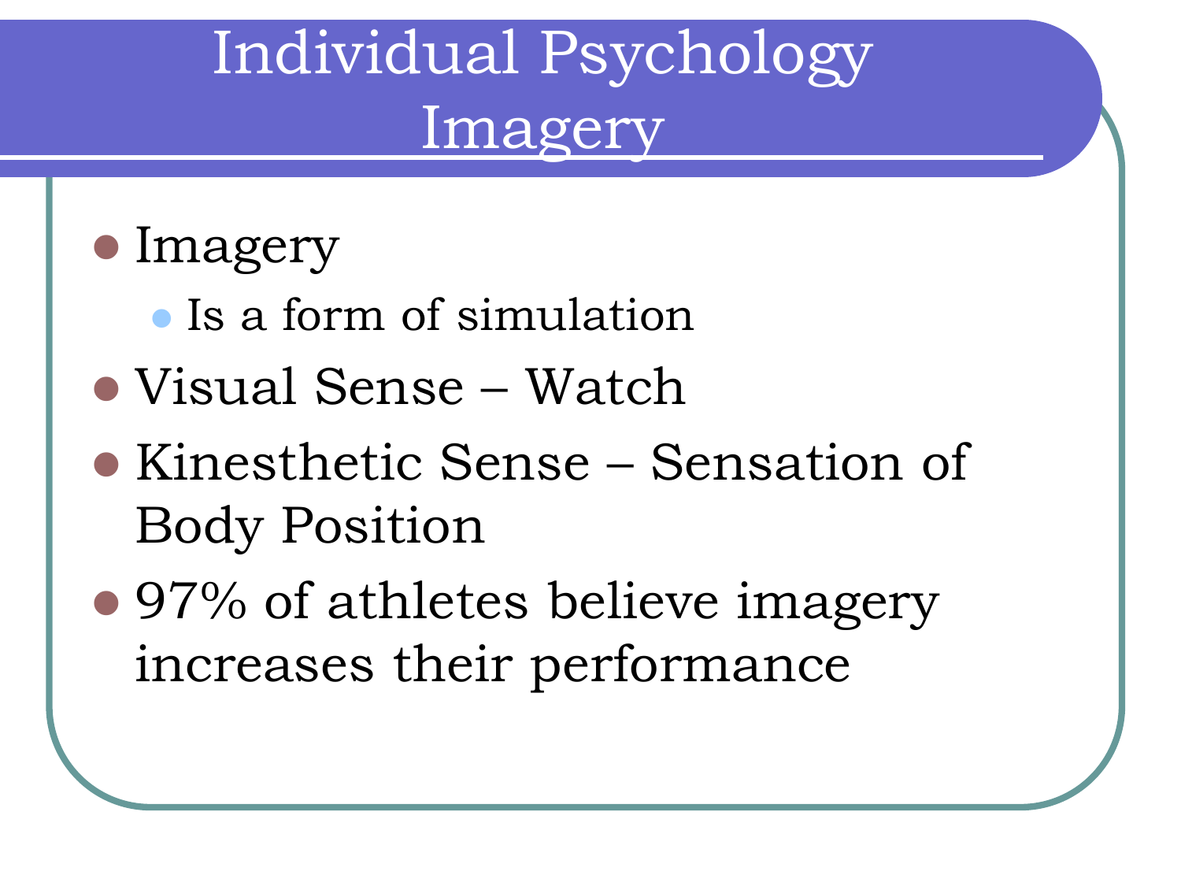# Individual Psychology Imagery

- Imagery
  - Is a form of simulation
- Visual Sense – Watch
- Kinesthetic Sense – Sensation of Body Position
- 97% of athletes believe imagery increases their performance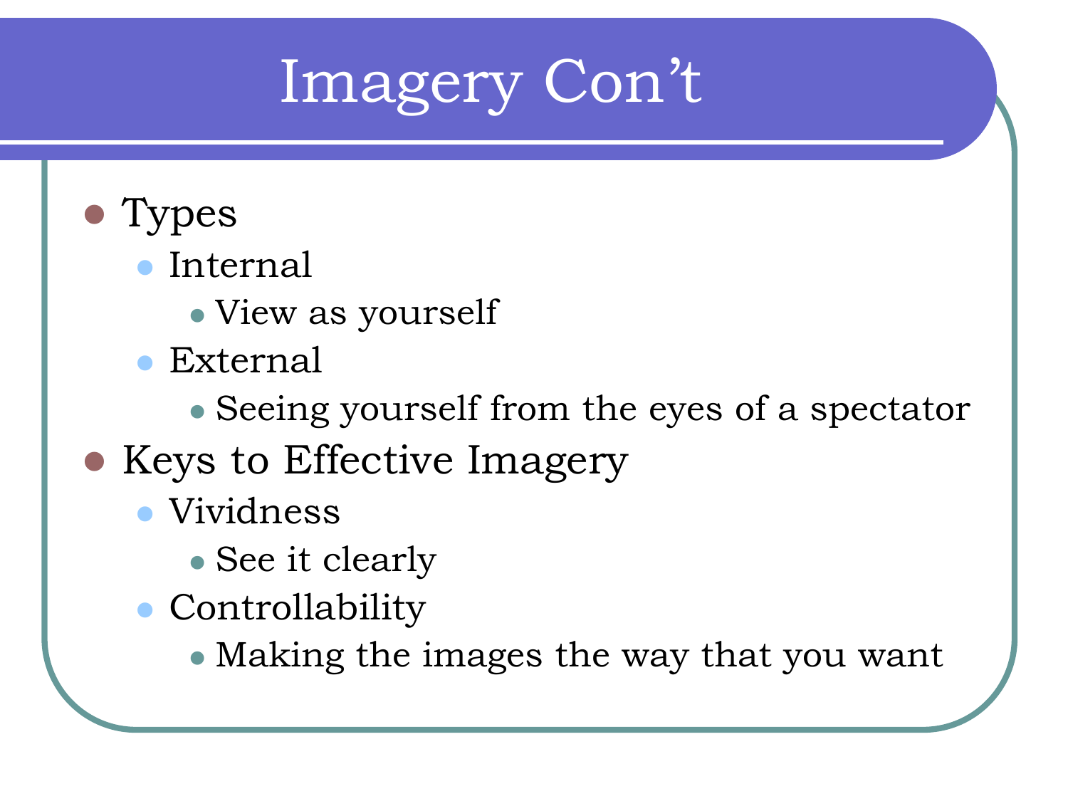# Imagery Con't

- Types
  - Internal
    - View as yourself
  - External
    - Seeing yourself from the eyes of a spectator
- Keys to Effective Imagery
  - Vividness
    - See it clearly
  - Controllability
    - Making the images the way that you want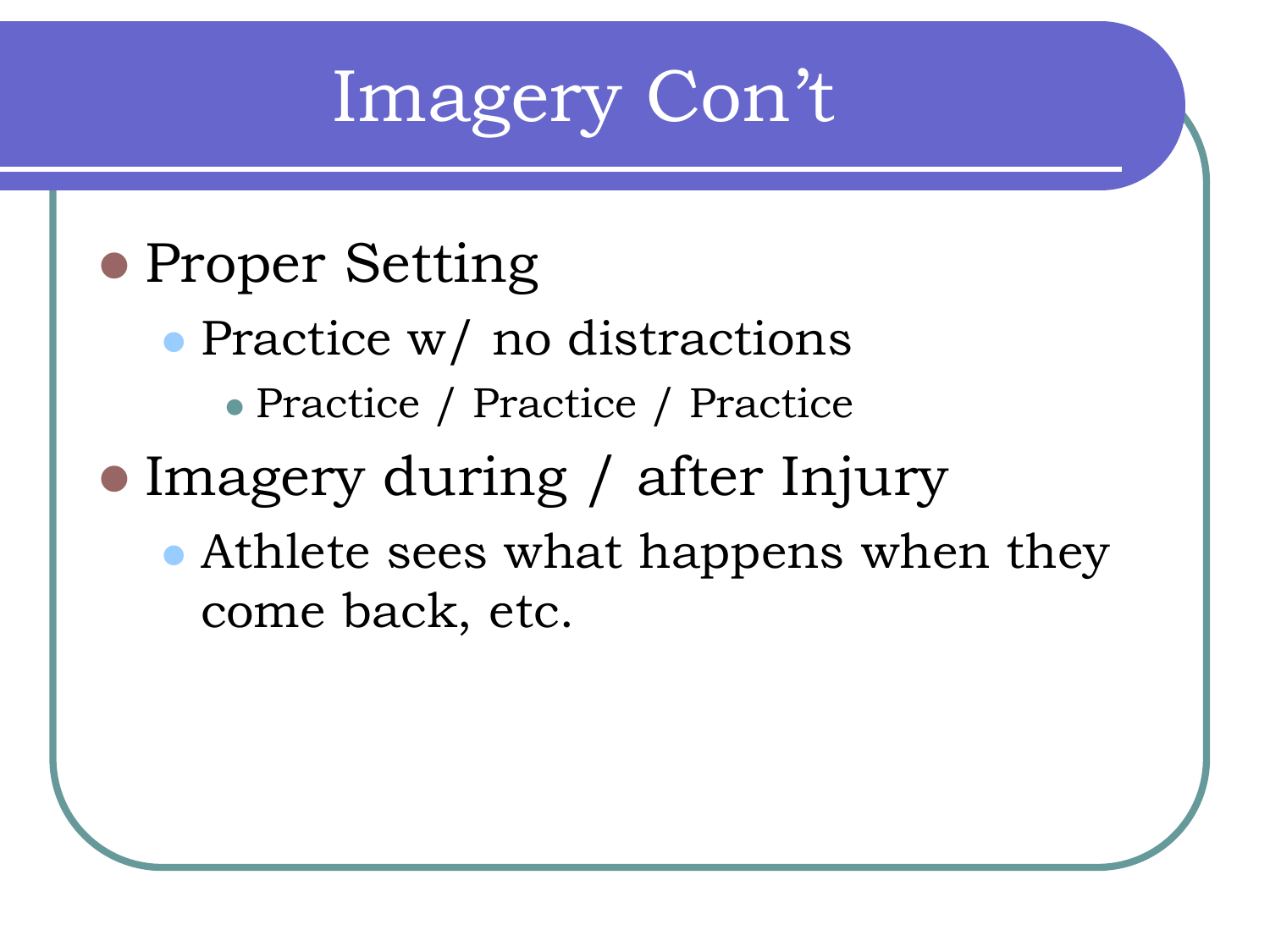# Imagery Con't

- Proper Setting
  - Practice w/ no distractions
    - Practice / Practice / Practice
- Imagery during / after Injury
  - Athlete sees what happens when they come back, etc.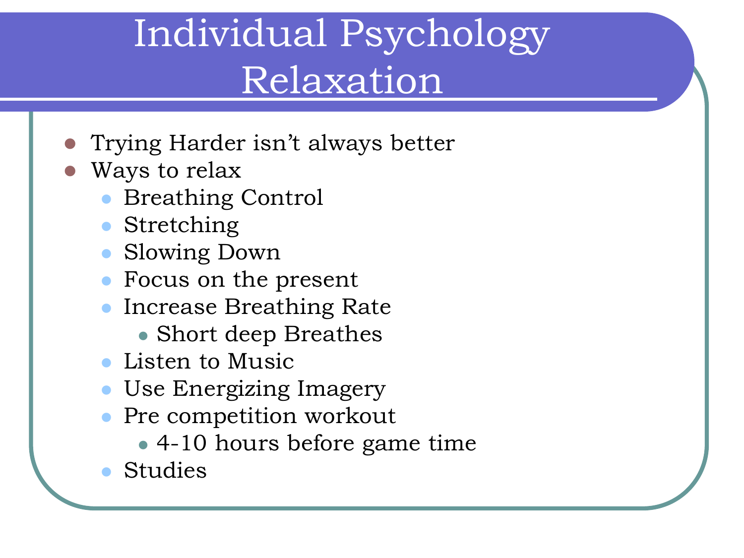# Individual Psychology Relaxation

- Trying Harder isn't always better
- Ways to relax
  - Breathing Control
  - Stretching
  - Slowing Down
  - Focus on the present
  - Increase Breathing Rate
    - Short deep Breathes
  - Listen to Music
  - Use Energizing Imagery
  - Pre competition workout
    - 4-10 hours before game time
  - Studies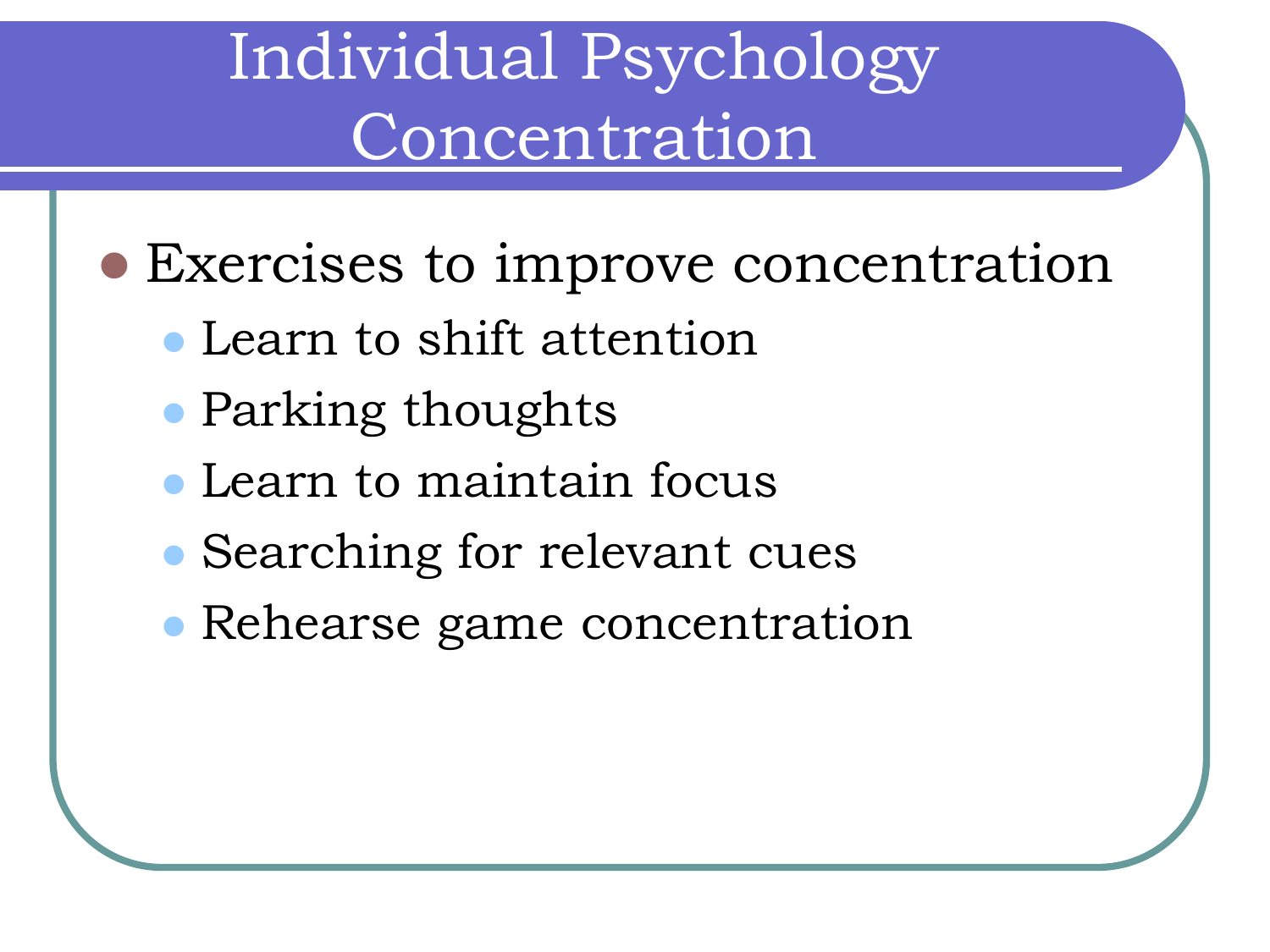# Individual Psychology Concentration

- Exercises to improve concentration
  - Learn to shift attention
  - Parking thoughts
  - Learn to maintain focus
  - Searching for relevant cues
  - Rehearse game concentration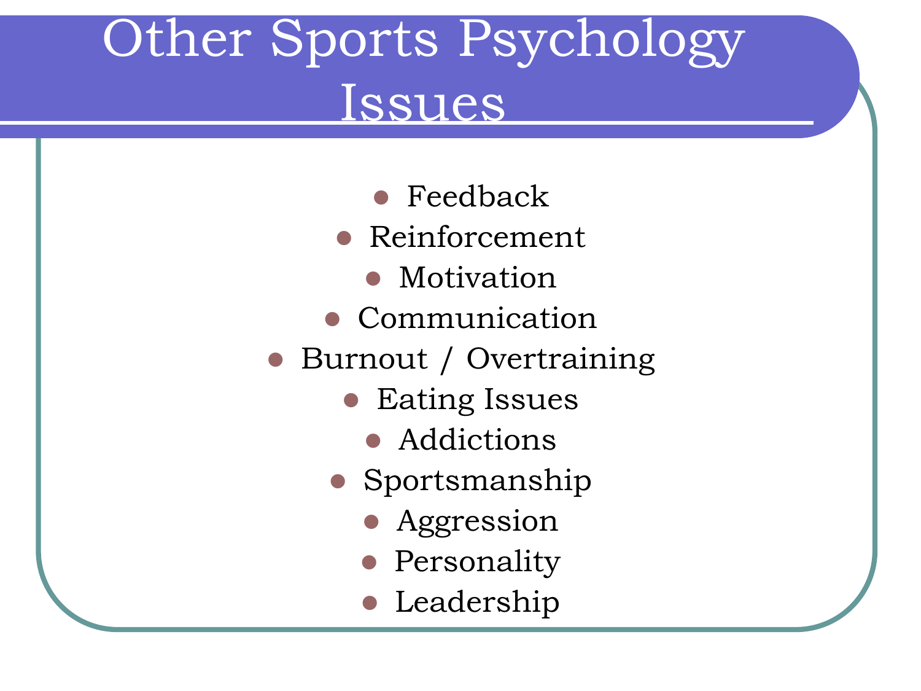# Other Sports Psychology Issues

- Feedback
- Reinforcement
- Motivation
- Communication
- Burnout / Overtraining
- Eating Issues
- Addictions
- Sportsmanship
- Aggression
- Personality
- Leadership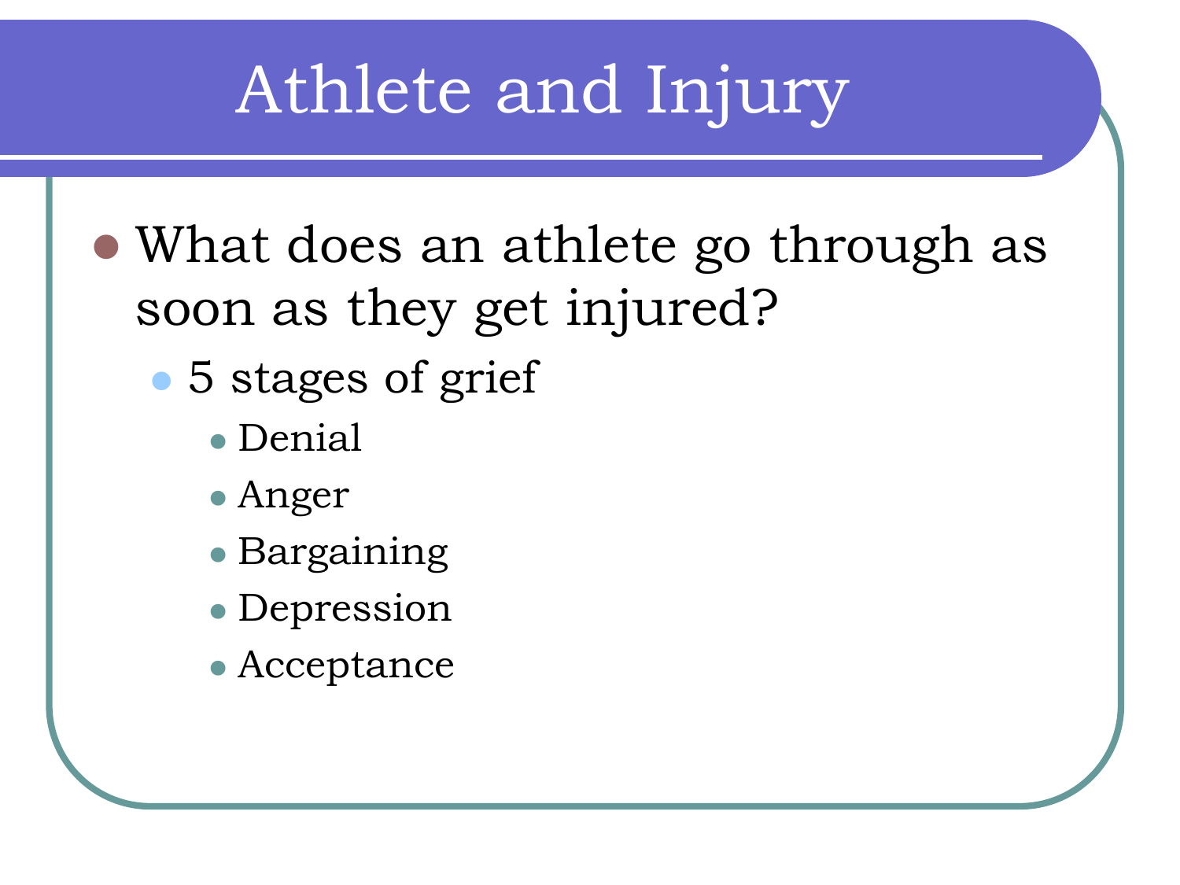# Athlete and Injury

- What does an athlete go through as soon as they get injured?
  - 5 stages of grief
    - Denial
    - Anger
    - Bargaining
    - Depression
    - Acceptance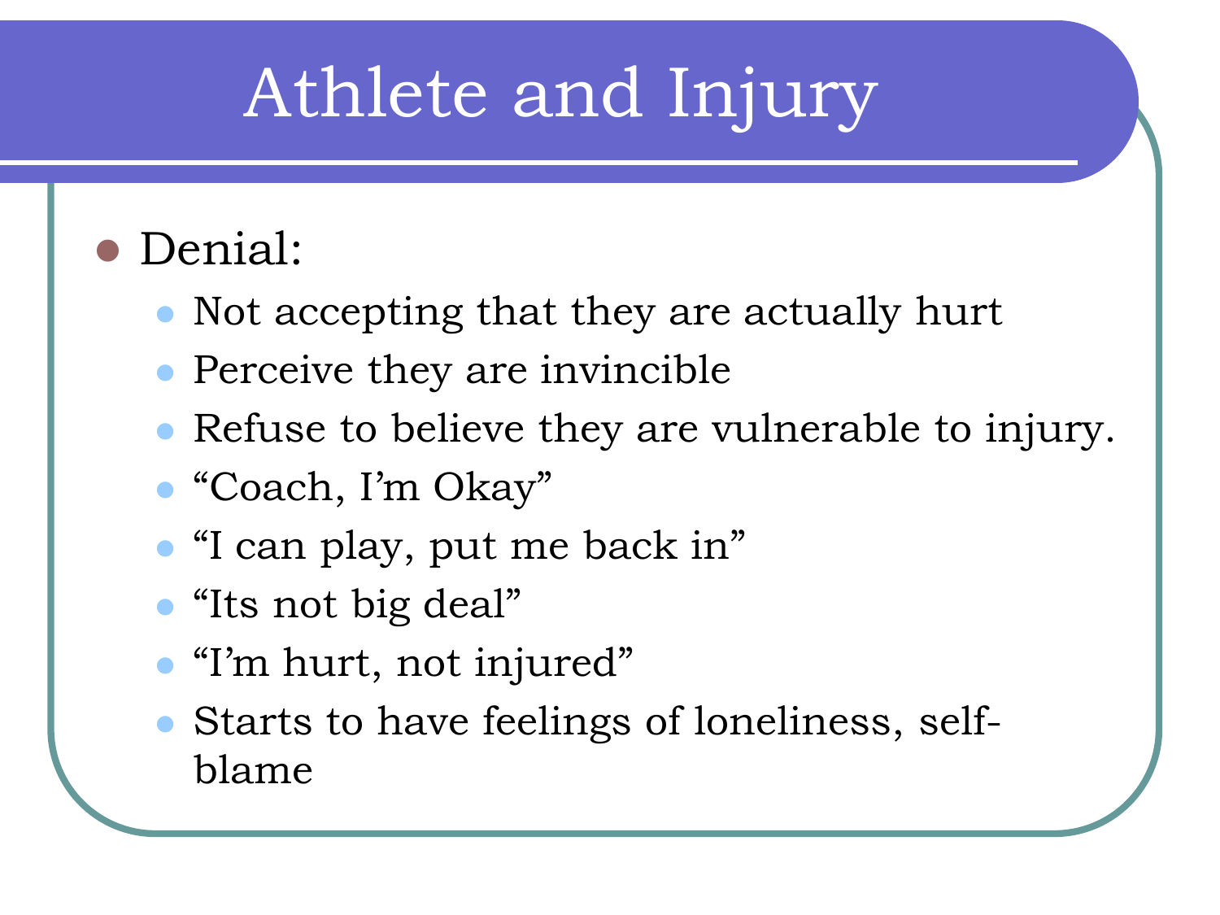# Athlete and Injury

- Denial:
  - Not accepting that they are actually hurt
  - Perceive they are invincible
  - Refuse to believe they are vulnerable to injury.
  - “Coach, I’m Okay”
  - “I can play, put me back in”
  - “Its not big deal”
  - “I’m hurt, not injured”
  - Starts to have feelings of loneliness, self-blame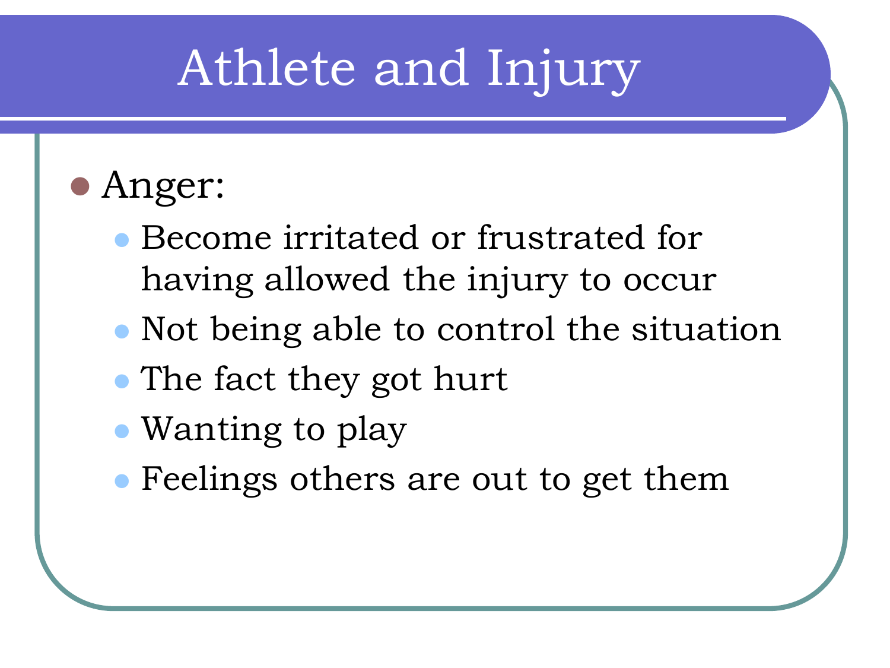# Athlete and Injury

- Anger:
  - Become irritated or frustrated for having allowed the injury to occur
  - Not being able to control the situation
  - The fact they got hurt
  - Wanting to play
  - Feelings others are out to get them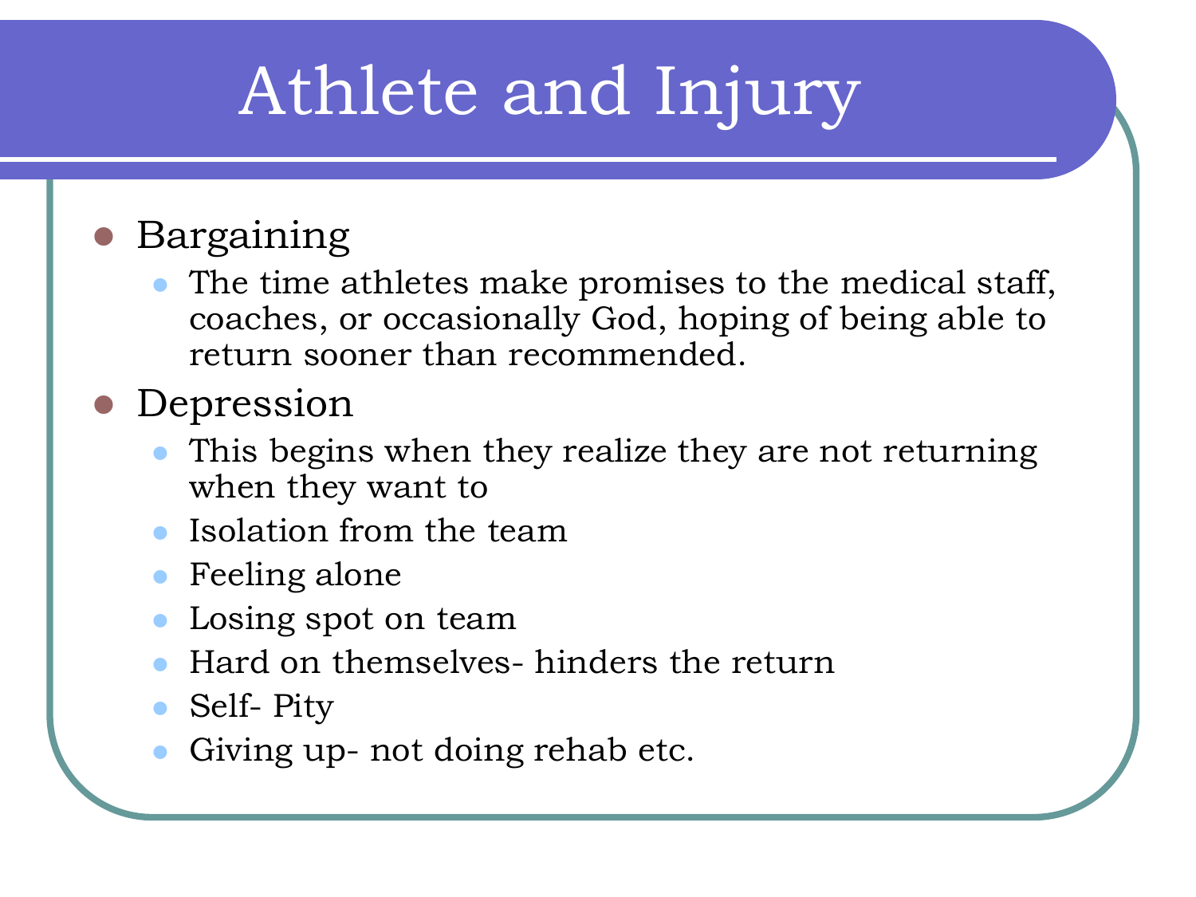# Athlete and Injury

- Bargaining
  - The time athletes make promises to the medical staff, coaches, or occasionally God, hoping of being able to return sooner than recommended.
- Depression
  - This begins when they realize they are not returning when they want to
  - Isolation from the team
  - Feeling alone
  - Losing spot on team
  - Hard on themselves- hinders the return
  - Self- Pity
  - Giving up- not doing rehab etc.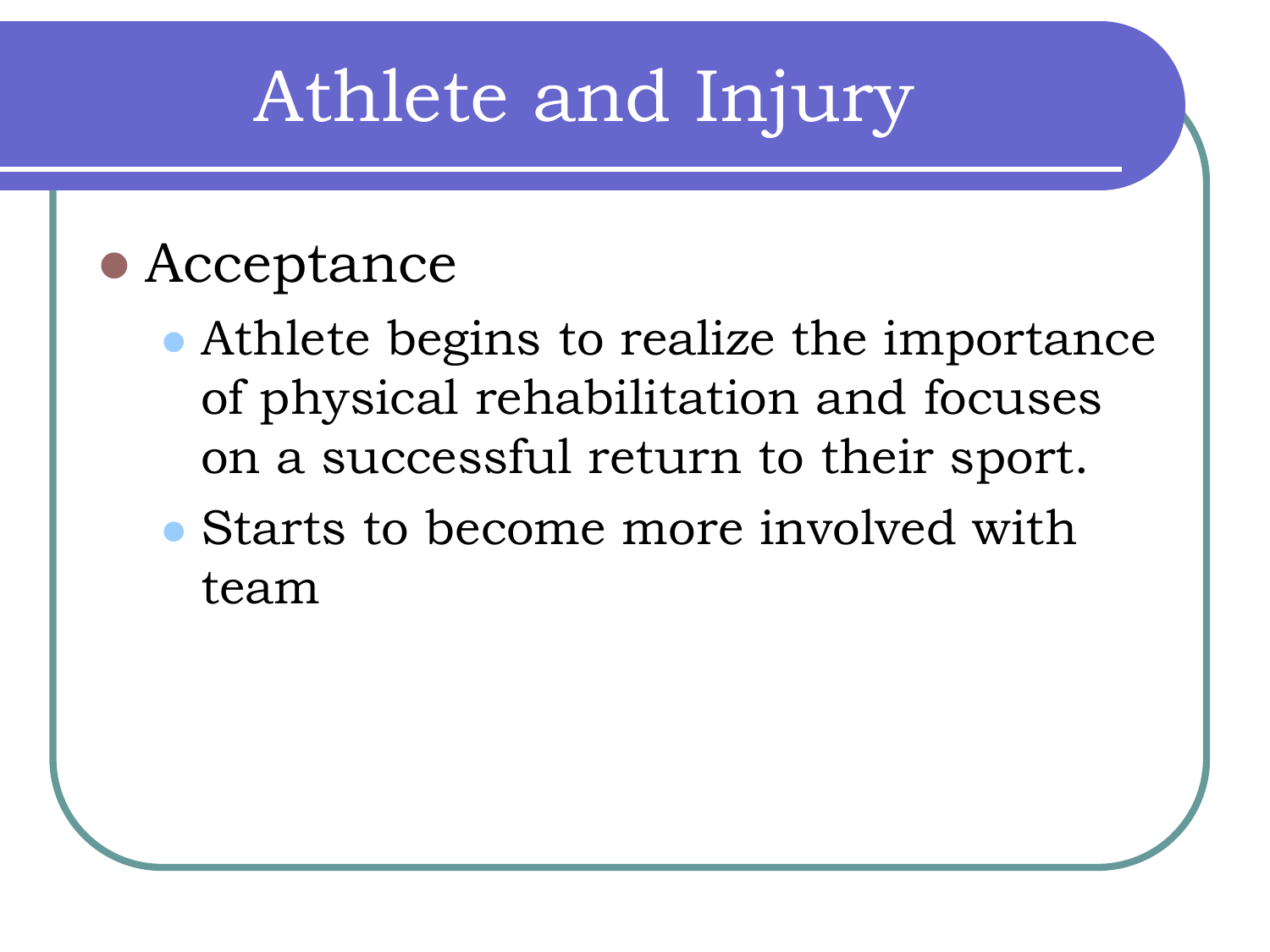# Athlete and Injury

- Acceptance
  - Athlete begins to realize the importance of physical rehabilitation and focuses on a successful return to their sport.
  - Starts to become more involved with team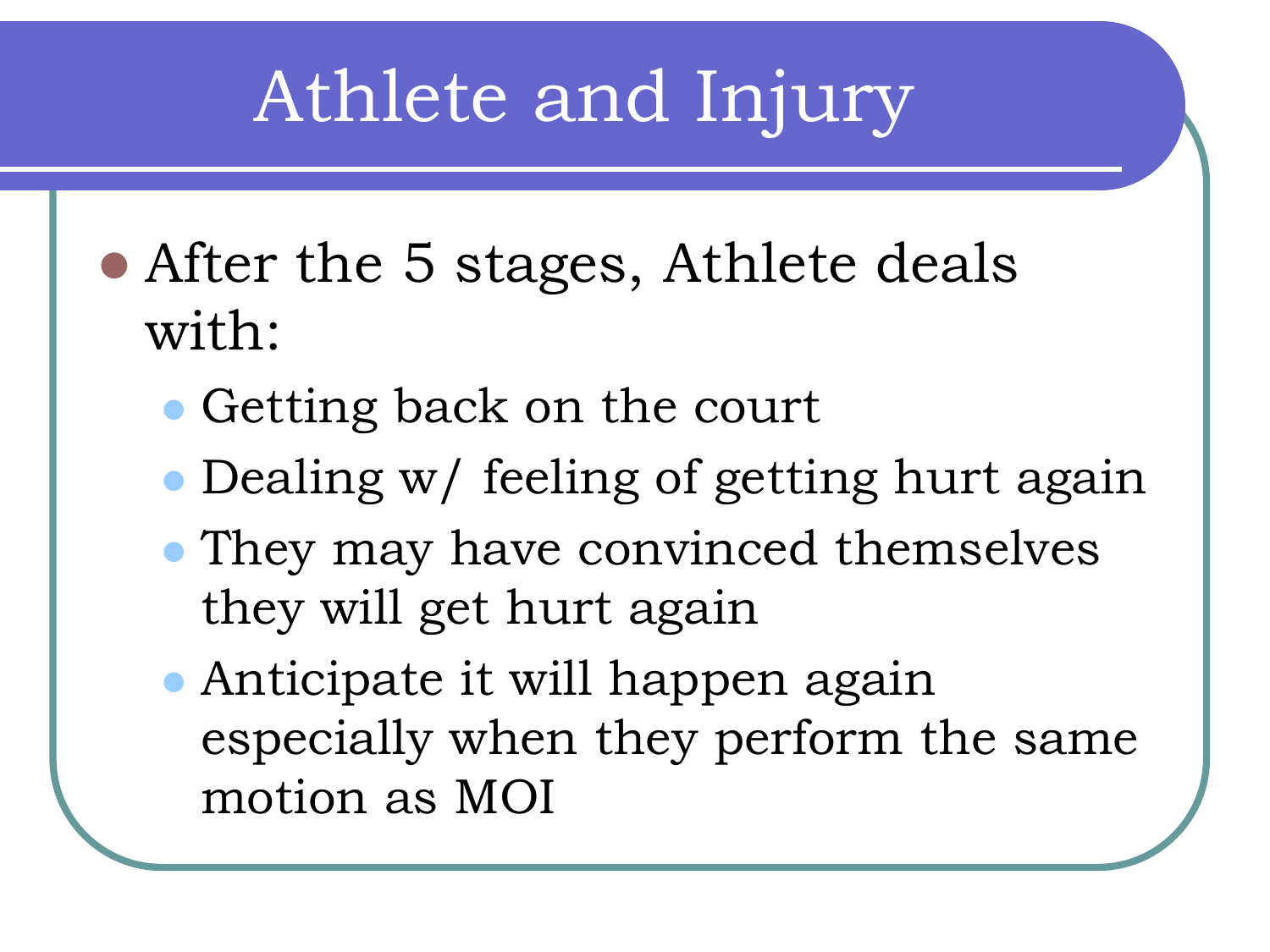# Athlete and Injury

- After the 5 stages, Athlete deals with:
  - Getting back on the court
  - Dealing w/ feeling of getting hurt again
  - They may have convinced themselves they will get hurt again
  - Anticipate it will happen again especially when they perform the same motion as MOI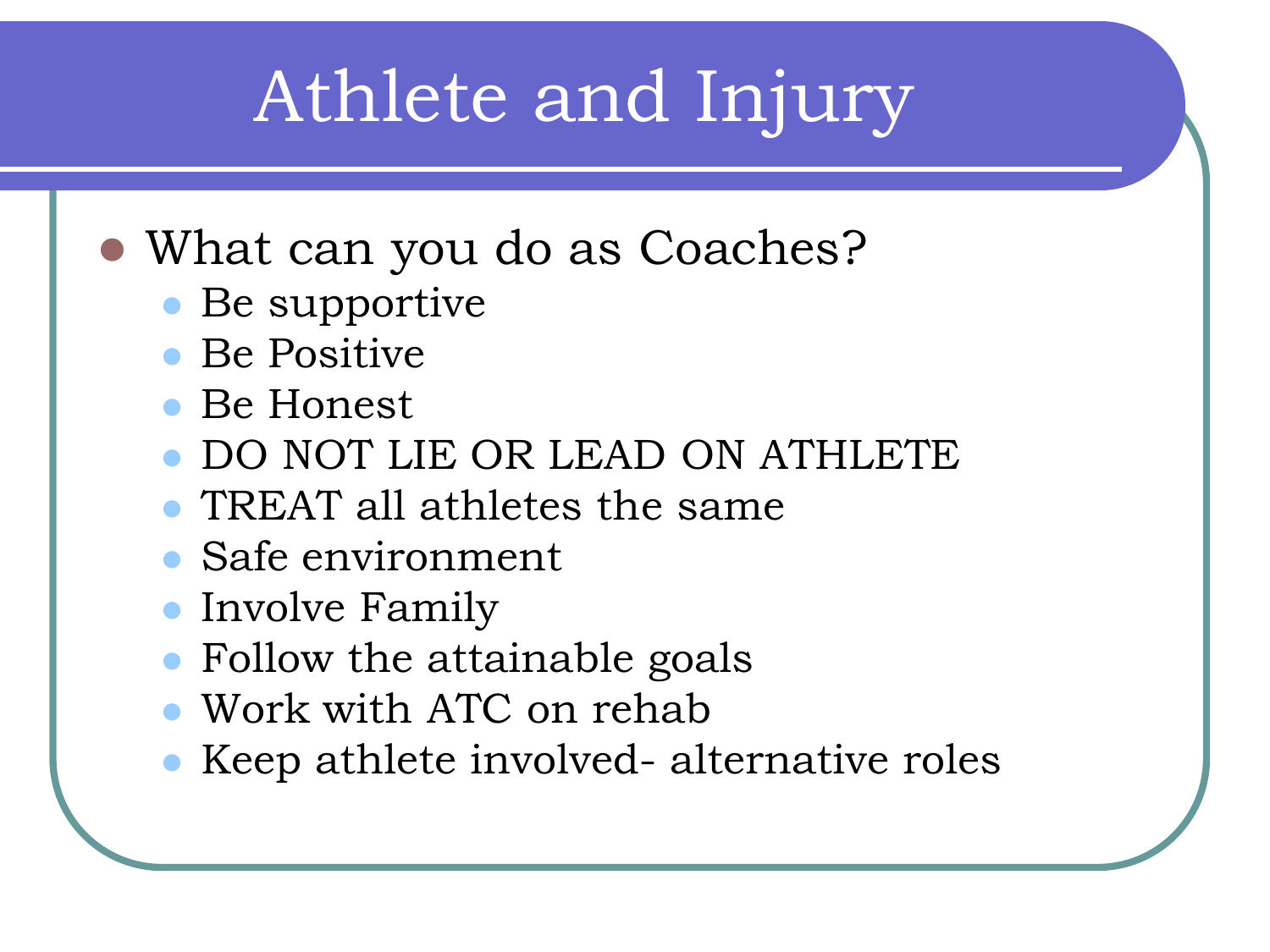# Athlete and Injury

- What can you do as Coaches?
  - Be supportive
  - Be Positive
  - Be Honest
  - DO NOT LIE OR LEAD ON ATHLETE
  - TREAT all athletes the same
  - Safe environment
  - Involve Family
  - Follow the attainable goals
  - Work with ATC on rehab
  - Keep athlete involved- alternative roles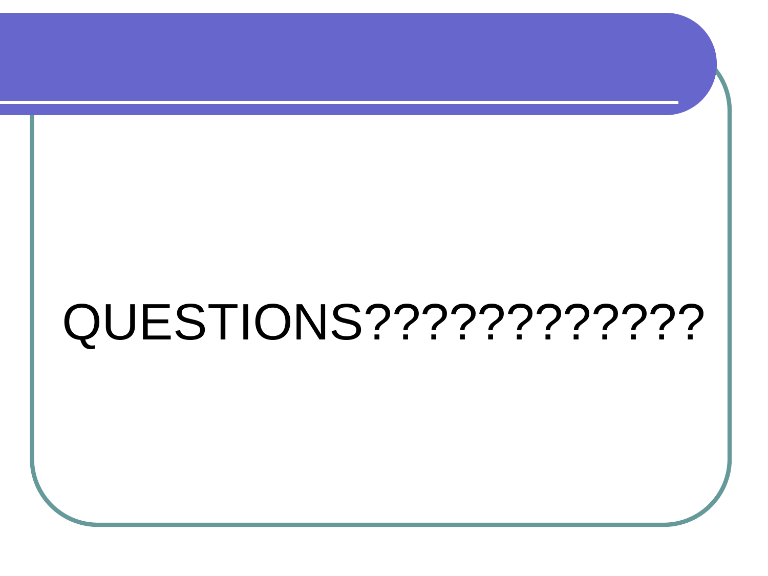QUESTIONS????????????